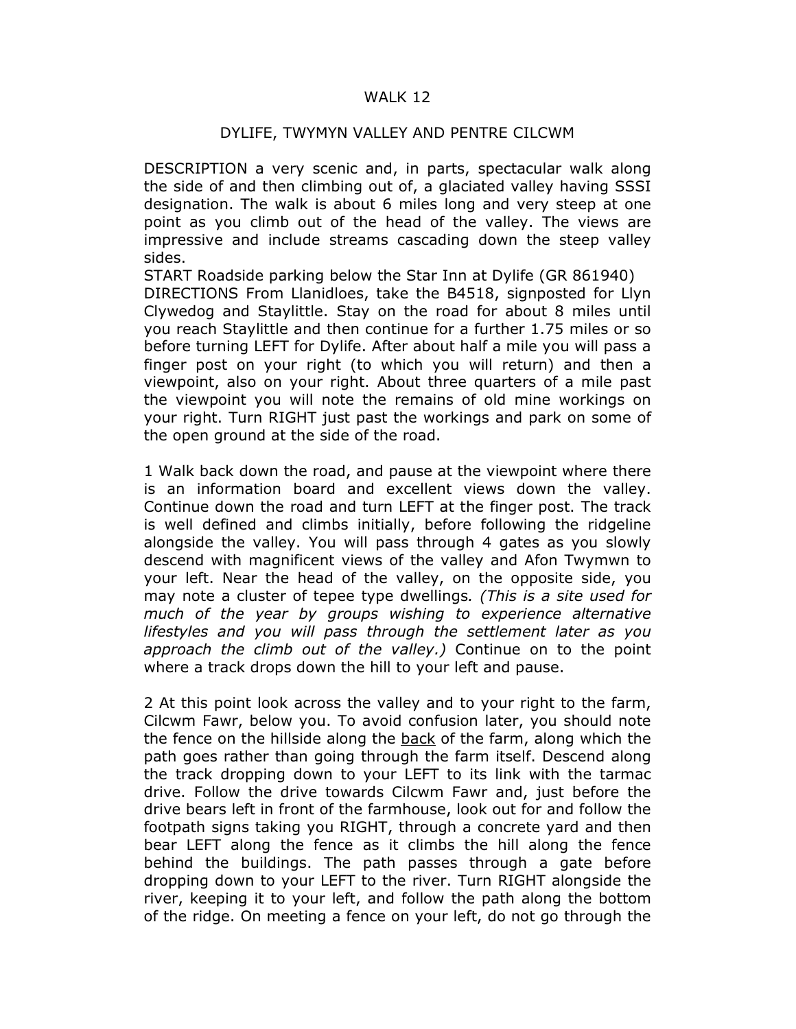# WALK 12

## DYLIFE, TWYMYN VALLEY AND PENTRE CILCWM

DESCRIPTION a very scenic and, in parts, spectacular walk along the side of and then climbing out of, a glaciated valley having SSSI designation. The walk is about 6 miles long and very steep at one point as you climb out of the head of the valley. The views are impressive and include streams cascading down the steep valley sides.

START Roadside parking below the Star Inn at Dylife (GR 861940)

DIRECTIONS From Llanidloes, take the B4518, signposted for Llyn Clywedog and Staylittle. Stay on the road for about 8 miles until you reach Staylittle and then continue for a further 1.75 miles or so before turning LEFT for Dylife. After about half a mile you will pass a finger post on your right (to which you will return) and then a viewpoint, also on your right. About three quarters of a mile past the viewpoint you will note the remains of old mine workings on your right. Turn RIGHT just past the workings and park on some of the open ground at the side of the road.

1 Walk back down the road, and pause at the viewpoint where there is an information board and excellent views down the valley. Continue down the road and turn LEFT at the finger post. The track is well defined and climbs initially, before following the ridgeline alongside the valley. You will pass through 4 gates as you slowly descend with magnificent views of the valley and Afon Twymwn to your left. Near the head of the valley, on the opposite side, you may note a cluster of tepee type dwellings. *(This is a site used for much of the year by groups wishing to experience alternative lifestyles and you will pass through the settlement later as you approach the climb out of the valley.)* Continue on to the point where a track drops down the hill to your left and pause.

2 At this point look across the valley and to your right to the farm, Cilcwm Fawr, below you. To avoid confusion later, you should note the fence on the hillside along the <u>back</u> of the farm, along which the path goes rather than going through the farm itself. Descend along the track dropping down to your LEFT to its link with the tarmac drive. Follow the drive towards Cilcwm Fawr and, just before the drive bears left in front of the farmhouse, look out for and follow the footpath signs taking you RIGHT, through a concrete yard and then bear LEFT along the fence as it climbs the hill along the fence behind the buildings. The path passes through a gate before dropping down to your LEFT to the river. Turn RIGHT alongside the river, keeping it to your left, and follow the path along the bottom of the ridge. On meeting a fence on your left, do not go through the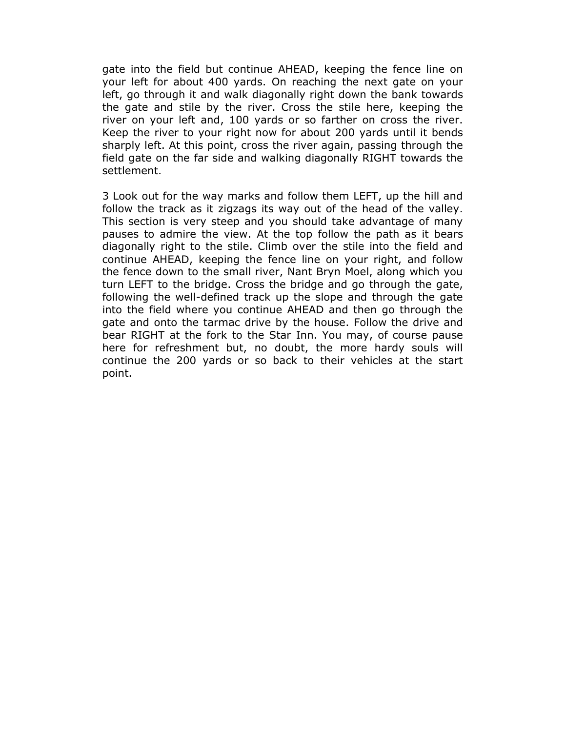gate into the field but continue AHEAD, keeping the fence line on your left for about 400 yards. On reaching the next gate on your left, go through it and walk diagonally right down the bank towards the gate and stile by the river. Cross the stile here, keeping the river on your left and, 100 yards or so farther on cross the river. Keep the river to your right now for about 200 yards until it bends sharply left. At this point, cross the river again, passing through the field gate on the far side and walking diagonally RIGHT towards the settlement.

3 Look out for the way marks and follow them LEFT, up the hill and follow the track as it zigzags its way out of the head of the valley. This section is very steep and you should take advantage of many pauses to admire the view. At the top follow the path as it bears diagonally right to the stile. Climb over the stile into the field and continue AHEAD, keeping the fence line on your right, and follow the fence down to the small river, Nant Bryn Moel, along which you turn LEFT to the bridge. Cross the bridge and go through the gate, following the well-defined track up the slope and through the gate into the field where you continue AHEAD and then go through the gate and onto the tarmac drive by the house. Follow the drive and bear RIGHT at the fork to the Star Inn. You may, of course pause here for refreshment but, no doubt, the more hardy souls will continue the 200 yards or so back to their vehicles at the start point.